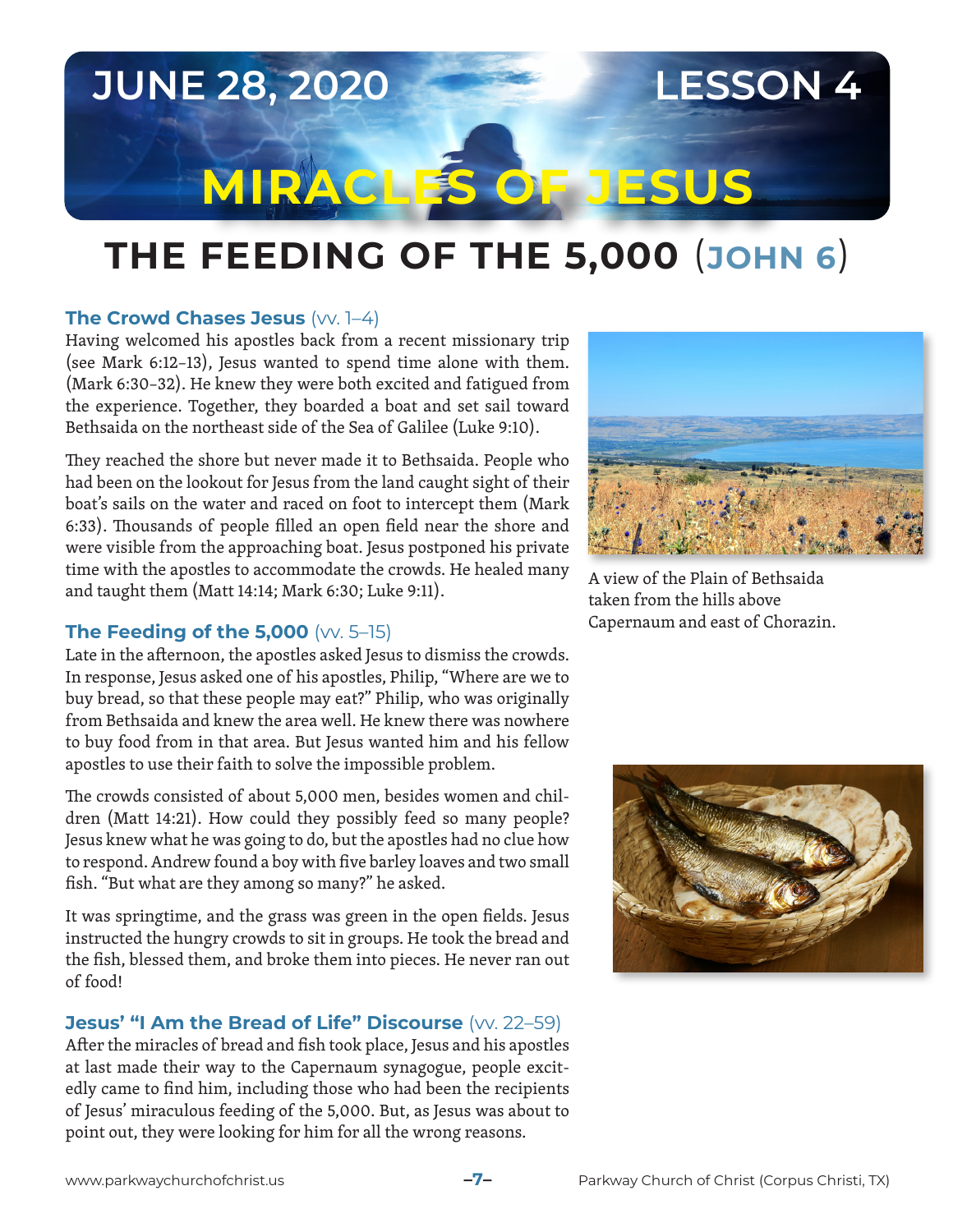JUNE 28, 2020 LESSON 4

# MIRACLES OF JESUS

## THE FEEDING OF THE 5,000 (JOHN 6)

### The Crowd Chases Jesus (vv. 1–4)

Having welcomed his apostles back from a recent missionary trip (see Mark 6:12–13), Jesus wanted to spend time alone with them. (Mark 6:30–32). He knew they were both excited and fatigued from the experience. Together, they boarded a boat and set sail toward Bethsaida on the northeast side of the Sea of Galilee (Luke 9:10).

They reached the shore but never made it to Bethsaida. People who had been on the lookout for Jesus from the land caught sight of their boat's sails on the water and raced on foot to intercept them (Mark 6:33). Thousands of people filled an open field near the shore and were visible from the approaching boat. Jesus postponed his private time with the apostles to accommodate the crowds. He healed many and taught them (Matt 14:14; Mark 6:30; Luke 9:11).

A view of the Plain of Bethsaida taken from the hills above Capernaum and east of Chorazin.

### The Feeding of the 5,000 (vv. 5–15)

Late in the afternoon, the apostles asked Jesus to dismiss the crowds. In response, Jesus asked one of his apostles, Philip, "Where are we to buy bread, so that these people may eat?" Philip, who was originally from Bethsaida and knew the area well. He knew there was nowhere to buy food from in that area. But Jesus wanted him and his fellow apostles to use their faith to solve the impossible problem.

The crowds consisted of about 5,000 men, besides women and children (Matt 14:21). How could they possibly feed so many people? Jesus knew what he was going to do, but the apostles had no clue how to respond. Andrew found a boy with five barley loaves and two small fish. "But what are they among so many?" he asked.

It was springtime, and the grass was green in the open fields. Jesus instructed the hungry crowds to sit in groups. He took the bread and the fish, blessed them, and broke them into pieces. He never ran out of food!

### Jesus' "I Am the Bread of Life" Discourse (vv. 22–59)

After the miracles of bread and fish took place, Jesus and his apostles at last made their way to the Capernaum synagogue, people excitedly came to find him, including those who had been the recipients of Jesus' miraculous feeding of the 5,000. But, as Jesus was about to point out, they were looking for him for all the wrong reasons.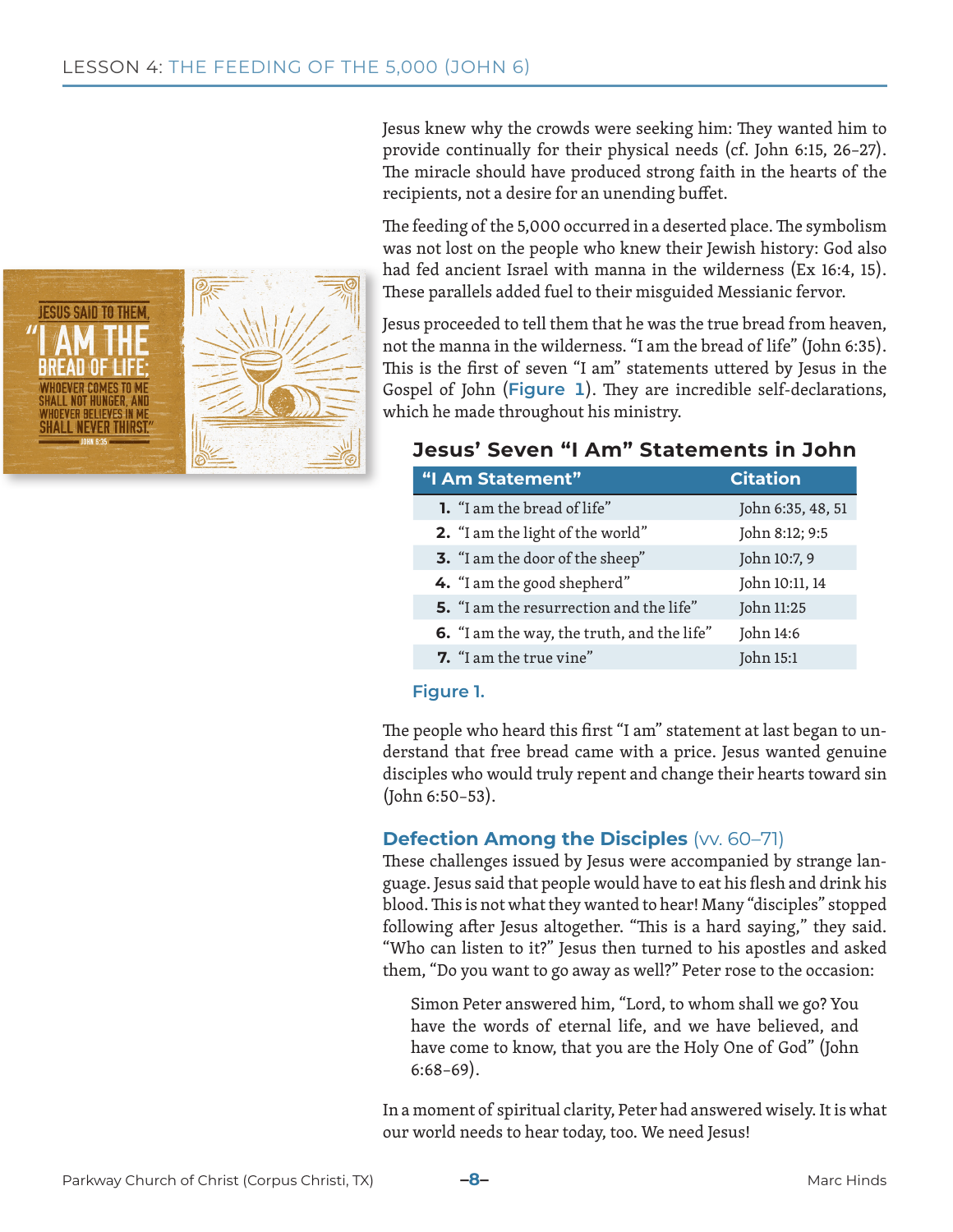Jesus knew why the crowds were seeking him: They wanted him to provide continually for their physical needs (cf. John 6:15, 26–27). The miracle should have produced strong faith in the hearts of the recipients, not a desire for an unending buffet.

The feeding of the 5,000 occurred in a deserted place. The symbolism was not lost on the people who knew their Jewish history: God also had fed ancient Israel with manna in the wilderness (Ex 16:4, 15). These parallels added fuel to their misguided Messianic fervor.

Jesus proceeded to tell them that he was the true bread from heaven, not the manna in the wilderness. "I am the bread of life" (John 6:35). This is the first of seven "I am" statements uttered by Jesus in the Gospel of John (**Figure 1**). They are incredible self-declarations, which he made throughout his ministry.

### Jesus' Seven "I Am" Statements in John

| "I Am Statement" | Citation |
|---|---|
| **1.** "I am the bread of life" | John 6:35, 48, 51 |
| **2.** "I am the light of the world" | John 8:12; 9:5 |
| **3.** "I am the door of the sheep" | John 10:7, 9 |
| **4.** "I am the good shepherd" | John 10:11, 14 |
| **5.** "I am the resurrection and the life" | John 11:25 |
| **6.** "I am the way, the truth, and the life" | John 14:6 |
| **7.** "I am the true vine" | John 15:1 |

**Figure 1.**

The people who heard this first "I am" statement at last began to understand that free bread came with a price. Jesus wanted genuine disciples who would truly repent and change their hearts toward sin (John 6:50–53).

### Defection Among the Disciples (vv. 60–71)

These challenges issued by Jesus were accompanied by strange language. Jesus said that people would have to eat his flesh and drink his blood. This is not what they wanted to hear! Many "disciples" stopped following after Jesus altogether. "This is a hard saying," they said. "Who can listen to it?" Jesus then turned to his apostles and asked them, "Do you want to go away as well?" Peter rose to the occasion:

> Simon Peter answered him, "Lord, to whom shall we go? You have the words of eternal life, and we have believed, and have come to know, that you are the Holy One of God" (John 6:68–69).

In a moment of spiritual clarity, Peter had answered wisely. It is what our world needs to hear today, too. We need Jesus!